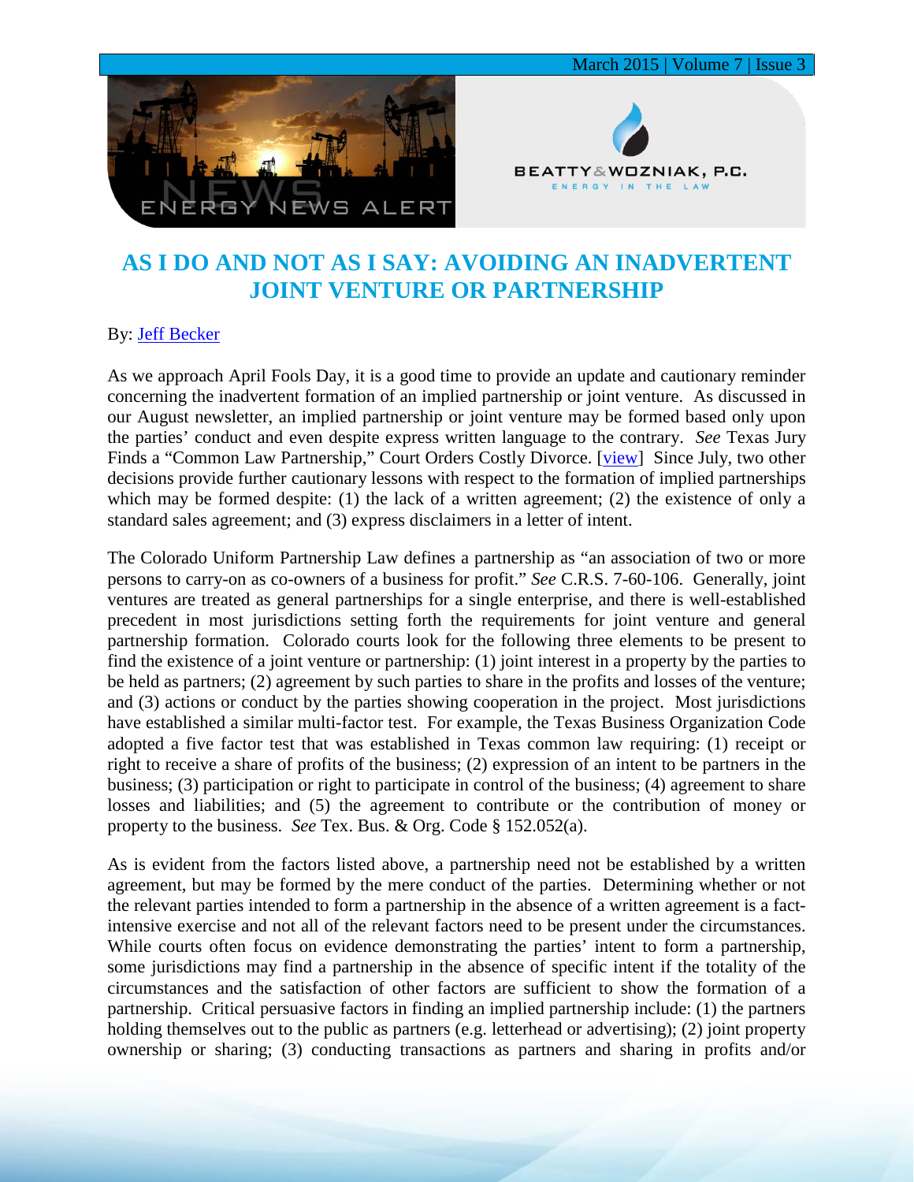# AS I DO AND NOT AS I SAY: AVOIDING AN INADVERTENT JOINT VENTURE OR PARTNERSHIP

By: [Jeff Becker]

As we approach April Fools Day, it is a good time to provide an update and cautionary reminder concerning the inadvertent formation of an implied partnership or joint venture. As discussed in our August newsletter, an implied partnership or joint venture may be formed based only upon the parties' conduct and even despite express written language to the contrary. *See* Texas Jury Finds a "Common Law Partnership," Court Orders Costly Divorce. [view] Since July, two other decisions provide further cautionary lessons with respect to the formation of implied partnerships which may be formed despite: (1) the lack of a written agreement; (2) the existence of only a standard sales agreement; and (3) express disclaimers in a letter of intent.

The Colorado Uniform Partnership Law defines a partnership as "an association of two or more persons to carry-on as co-owners of a business for profit." *See* C.R.S. 7-60-106. Generally, joint ventures are treated as general partnerships for a single enterprise, and there is well-established precedent in most jurisdictions setting forth the requirements for joint venture and general partnership formation. Colorado courts look for the following three elements to be present to find the existence of a joint venture or partnership: (1) joint interest in a property by the parties to be held as partners; (2) agreement by such parties to share in the profits and losses of the venture; and (3) actions or conduct by the parties showing cooperation in the project. Most jurisdictions have established a similar multi-factor test. For example, the Texas Business Organization Code adopted a five factor test that was established in Texas common law requiring: (1) receipt or right to receive a share of profits of the business; (2) expression of an intent to be partners in the business; (3) participation or right to participate in control of the business; (4) agreement to share losses and liabilities; and (5) the agreement to contribute or the contribution of money or property to the business. *See* Tex. Bus. & Org. Code § 152.052(a).

As is evident from the factors listed above, a partnership need not be established by a written agreement, but may be formed by the mere conduct of the parties. Determining whether or not the relevant parties intended to form a partnership in the absence of a written agreement is a fact-intensive exercise and not all of the relevant factors need to be present under the circumstances. While courts often focus on evidence demonstrating the parties' intent to form a partnership, some jurisdictions may find a partnership in the absence of specific intent if the totality of the circumstances and the satisfaction of other factors are sufficient to show the formation of a partnership. Critical persuasive factors in finding an implied partnership include: (1) the partners holding themselves out to the public as partners (e.g. letterhead or advertising); (2) joint property ownership or sharing; (3) conducting transactions as partners and sharing in profits and/or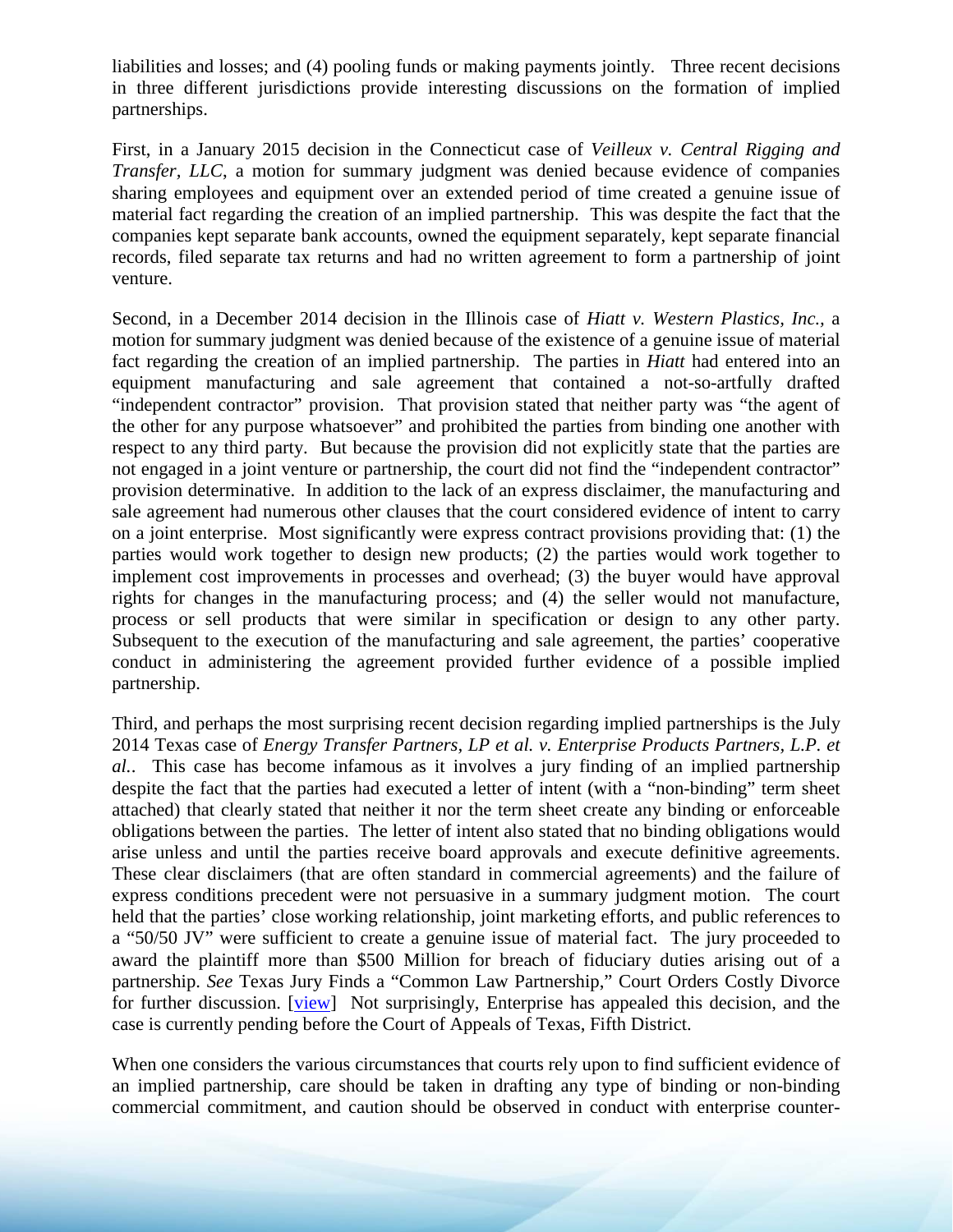liabilities and losses; and (4) pooling funds or making payments jointly. Three recent decisions in three different jurisdictions provide interesting discussions on the formation of implied partnerships.

First, in a January 2015 decision in the Connecticut case of *Veilleux v. Central Rigging and Transfer, LLC*, a motion for summary judgment was denied because evidence of companies sharing employees and equipment over an extended period of time created a genuine issue of material fact regarding the creation of an implied partnership. This was despite the fact that the companies kept separate bank accounts, owned the equipment separately, kept separate financial records, filed separate tax returns and had no written agreement to form a partnership of joint venture.

Second, in a December 2014 decision in the Illinois case of *Hiatt v. Western Plastics, Inc.*, a motion for summary judgment was denied because of the existence of a genuine issue of material fact regarding the creation of an implied partnership. The parties in *Hiatt* had entered into an equipment manufacturing and sale agreement that contained a not-so-artfully drafted "independent contractor" provision. That provision stated that neither party was "the agent of the other for any purpose whatsoever" and prohibited the parties from binding one another with respect to any third party. But because the provision did not explicitly state that the parties are not engaged in a joint venture or partnership, the court did not find the "independent contractor" provision determinative. In addition to the lack of an express disclaimer, the manufacturing and sale agreement had numerous other clauses that the court considered evidence of intent to carry on a joint enterprise. Most significantly were express contract provisions providing that: (1) the parties would work together to design new products; (2) the parties would work together to implement cost improvements in processes and overhead; (3) the buyer would have approval rights for changes in the manufacturing process; and (4) the seller would not manufacture, process or sell products that were similar in specification or design to any other party. Subsequent to the execution of the manufacturing and sale agreement, the parties' cooperative conduct in administering the agreement provided further evidence of a possible implied partnership.

Third, and perhaps the most surprising recent decision regarding implied partnerships is the July 2014 Texas case of *Energy Transfer Partners, LP et al. v. Enterprise Products Partners, L.P. et al.*. This case has become infamous as it involves a jury finding of an implied partnership despite the fact that the parties had executed a letter of intent (with a "non-binding" term sheet attached) that clearly stated that neither it nor the term sheet create any binding or enforceable obligations between the parties. The letter of intent also stated that no binding obligations would arise unless and until the parties receive board approvals and execute definitive agreements. These clear disclaimers (that are often standard in commercial agreements) and the failure of express conditions precedent were not persuasive in a summary judgment motion. The court held that the parties' close working relationship, joint marketing efforts, and public references to a "50/50 JV" were sufficient to create a genuine issue of material fact. The jury proceeded to award the plaintiff more than $500 Million for breach of fiduciary duties arising out of a partnership. *See* Texas Jury Finds a "Common Law Partnership," Court Orders Costly Divorce for further discussion. [view] Not surprisingly, Enterprise has appealed this decision, and the case is currently pending before the Court of Appeals of Texas, Fifth District.

When one considers the various circumstances that courts rely upon to find sufficient evidence of an implied partnership, care should be taken in drafting any type of binding or non-binding commercial commitment, and caution should be observed in conduct with enterprise counter-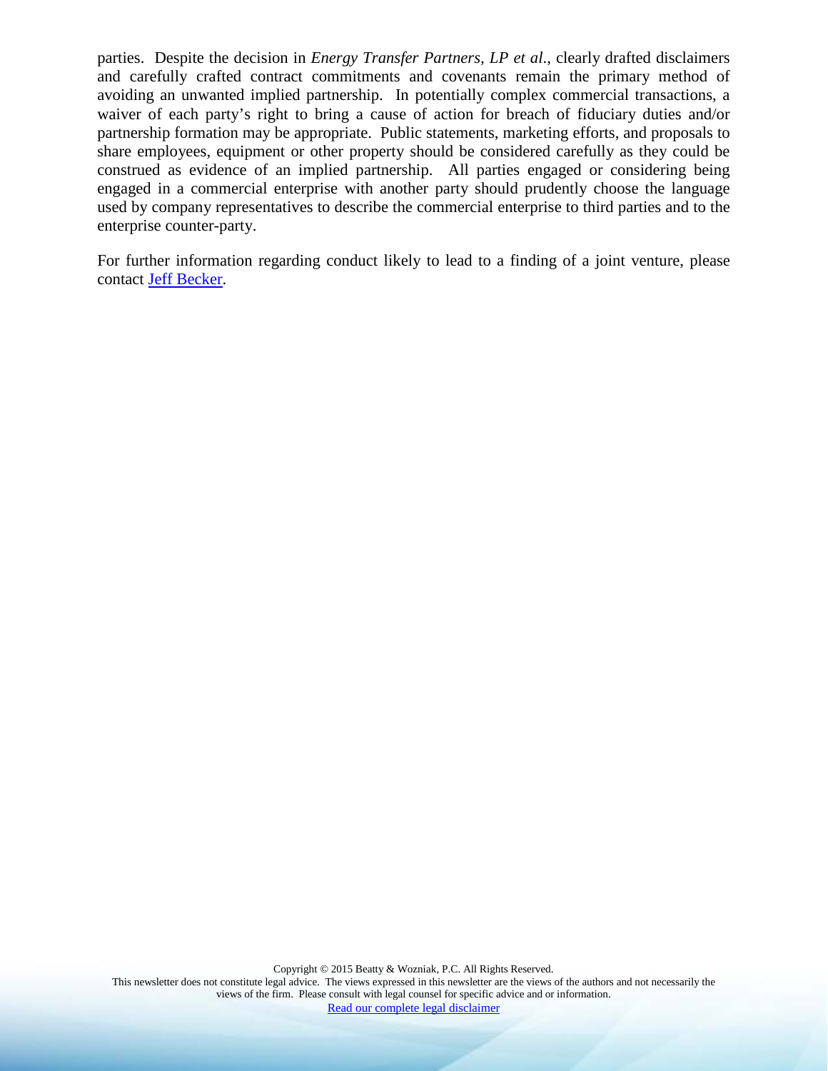parties. Despite the decision in *Energy Transfer Partners, LP et al*., clearly drafted disclaimers and carefully crafted contract commitments and covenants remain the primary method of avoiding an unwanted implied partnership. In potentially complex commercial transactions, a waiver of each party's right to bring a cause of action for breach of fiduciary duties and/or partnership formation may be appropriate. Public statements, marketing efforts, and proposals to share employees, equipment or other property should be considered carefully as they could be construed as evidence of an implied partnership. All parties engaged or considering being engaged in a commercial enterprise with another party should prudently choose the language used by company representatives to describe the commercial enterprise to third parties and to the enterprise counter-party.

For further information regarding conduct likely to lead to a finding of a joint venture, please contact Jeff Becker.

Copyright © 2015 Beatty & Wozniak, P.C. All Rights Reserved.
This newsletter does not constitute legal advice. The views expressed in this newsletter are the views of the authors and not necessarily the views of the firm. Please consult with legal counsel for specific advice and or information.
Read our complete legal disclaimer